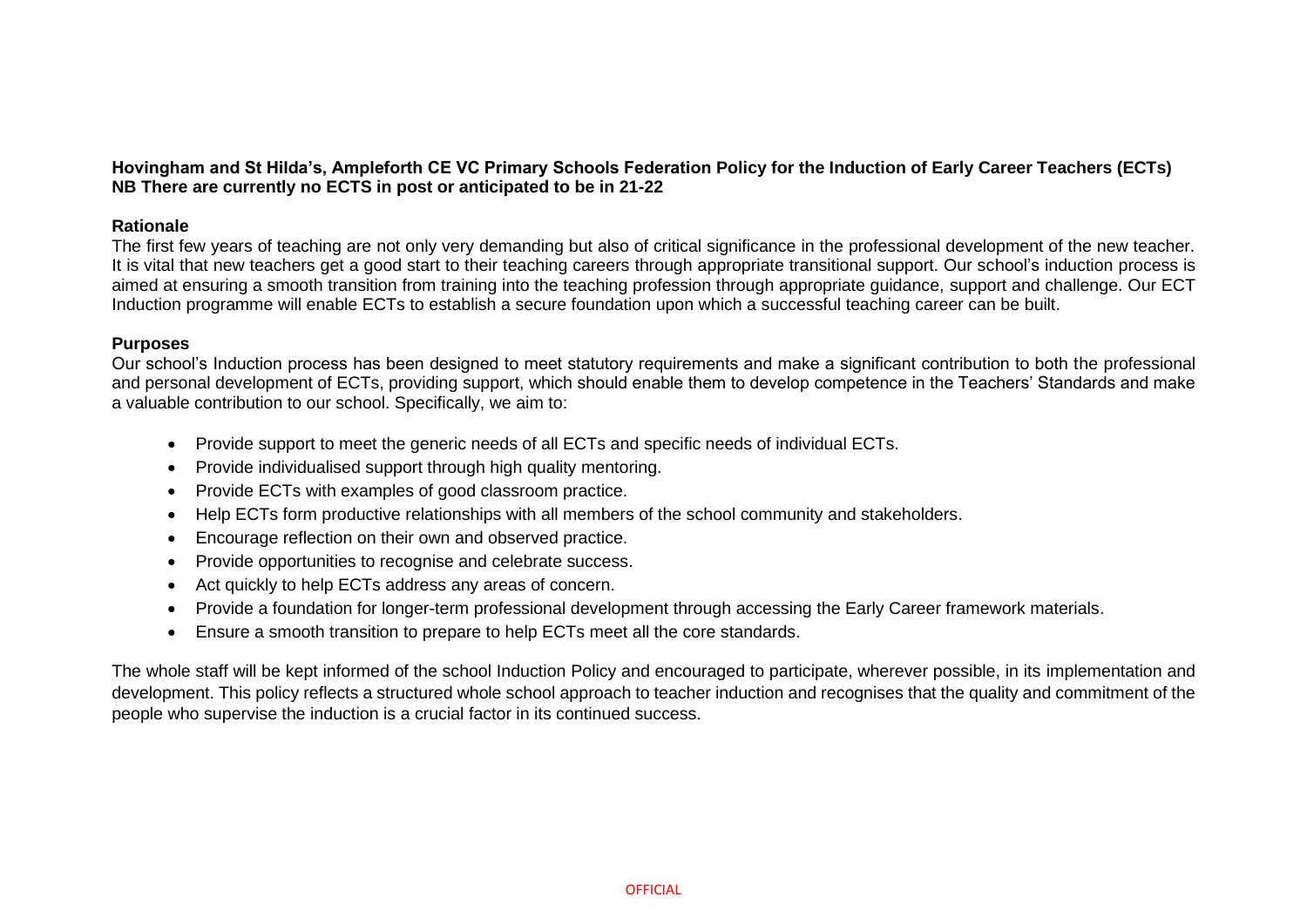**Hovingham and St Hilda's, Ampleforth CE VC Primary Schools Federation Policy for the Induction of Early Career Teachers (ECTs)**
**NB There are currently no ECTS in post or anticipated to be in 21-22**

## Rationale

The first few years of teaching are not only very demanding but also of critical significance in the professional development of the new teacher. It is vital that new teachers get a good start to their teaching careers through appropriate transitional support. Our school's induction process is aimed at ensuring a smooth transition from training into the teaching profession through appropriate guidance, support and challenge. Our ECT Induction programme will enable ECTs to establish a secure foundation upon which a successful teaching career can be built.

## Purposes

Our school's Induction process has been designed to meet statutory requirements and make a significant contribution to both the professional and personal development of ECTs, providing support, which should enable them to develop competence in the Teachers' Standards and make a valuable contribution to our school. Specifically, we aim to:

- Provide support to meet the generic needs of all ECTs and specific needs of individual ECTs.
- Provide individualised support through high quality mentoring.
- Provide ECTs with examples of good classroom practice.
- Help ECTs form productive relationships with all members of the school community and stakeholders.
- Encourage reflection on their own and observed practice.
- Provide opportunities to recognise and celebrate success.
- Act quickly to help ECTs address any areas of concern.
- Provide a foundation for longer-term professional development through accessing the Early Career framework materials.
- Ensure a smooth transition to prepare to help ECTs meet all the core standards.

The whole staff will be kept informed of the school Induction Policy and encouraged to participate, wherever possible, in its implementation and development. This policy reflects a structured whole school approach to teacher induction and recognises that the quality and commitment of the people who supervise the induction is a crucial factor in its continued success.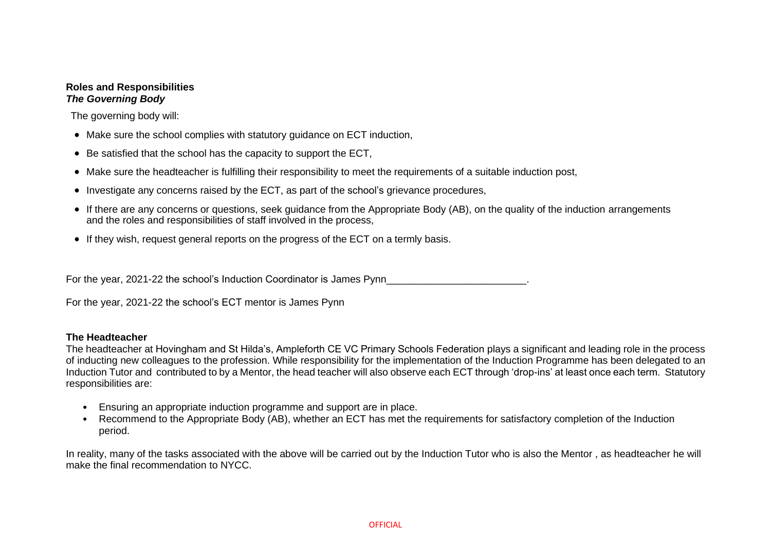**Roles and Responsibilities**
***The Governing Body***

The governing body will:

- Make sure the school complies with statutory guidance on ECT induction,
- Be satisfied that the school has the capacity to support the ECT,
- Make sure the headteacher is fulfilling their responsibility to meet the requirements of a suitable induction post,
- Investigate any concerns raised by the ECT, as part of the school's grievance procedures,
- If there are any concerns or questions, seek guidance from the Appropriate Body (AB), on the quality of the induction arrangements and the roles and responsibilities of staff involved in the process,
- If they wish, request general reports on the progress of the ECT on a termly basis.

For the year, 2021-22 the school's Induction Coordinator is James Pynn_________________________.

For the year, 2021-22 the school's ECT mentor is James Pynn

**The Headteacher**

The headteacher at Hovingham and St Hilda's, Ampleforth CE VC Primary Schools Federation plays a significant and leading role in the process of inducting new colleagues to the profession. While responsibility for the implementation of the Induction Programme has been delegated to an Induction Tutor and contributed to by a Mentor, the head teacher will also observe each ECT through 'drop-ins' at least once each term. Statutory responsibilities are:

- Ensuring an appropriate induction programme and support are in place.
- Recommend to the Appropriate Body (AB), whether an ECT has met the requirements for satisfactory completion of the Induction period.

In reality, many of the tasks associated with the above will be carried out by the Induction Tutor who is also the Mentor , as headteacher he will make the final recommendation to NYCC.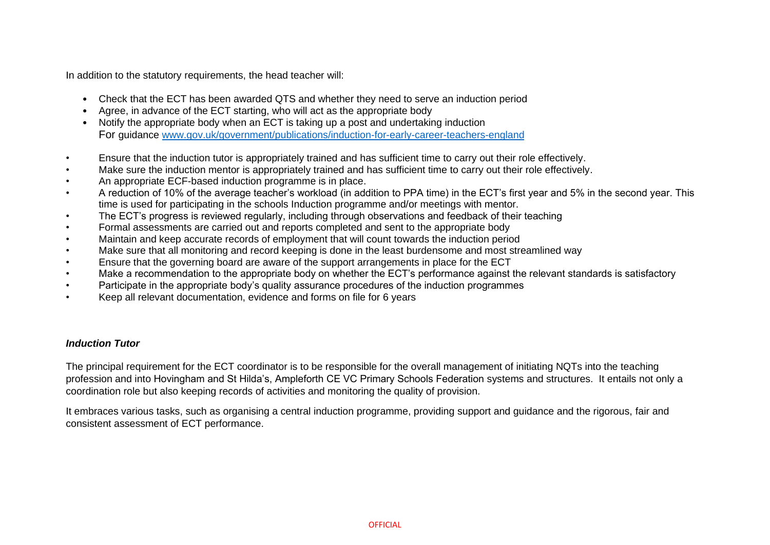In addition to the statutory requirements, the head teacher will:

- Check that the ECT has been awarded QTS and whether they need to serve an induction period
- Agree, in advance of the ECT starting, who will act as the appropriate body
- Notify the appropriate body when an ECT is taking up a post and undertaking induction
  For guidance [www.gov.uk/government/publications/induction-for-early-career-teachers-england](http://www.gov.uk/government/publications/induction-for-early-career-teachers-england)

- Ensure that the induction tutor is appropriately trained and has sufficient time to carry out their role effectively.
- Make sure the induction mentor is appropriately trained and has sufficient time to carry out their role effectively.
- An appropriate ECF-based induction programme is in place.
- A reduction of 10% of the average teacher's workload (in addition to PPA time) in the ECT's first year and 5% in the second year. This time is used for participating in the schools Induction programme and/or meetings with mentor.
- The ECT's progress is reviewed regularly, including through observations and feedback of their teaching
- Formal assessments are carried out and reports completed and sent to the appropriate body
- Maintain and keep accurate records of employment that will count towards the induction period
- Make sure that all monitoring and record keeping is done in the least burdensome and most streamlined way
- Ensure that the governing board are aware of the support arrangements in place for the ECT
- Make a recommendation to the appropriate body on whether the ECT's performance against the relevant standards is satisfactory
- Participate in the appropriate body's quality assurance procedures of the induction programmes
- Keep all relevant documentation, evidence and forms on file for 6 years

***Induction Tutor***

The principal requirement for the ECT coordinator is to be responsible for the overall management of initiating NQTs into the teaching profession and into Hovingham and St Hilda's, Ampleforth CE VC Primary Schools Federation systems and structures. It entails not only a coordination role but also keeping records of activities and monitoring the quality of provision.

It embraces various tasks, such as organising a central induction programme, providing support and guidance and the rigorous, fair and consistent assessment of ECT performance.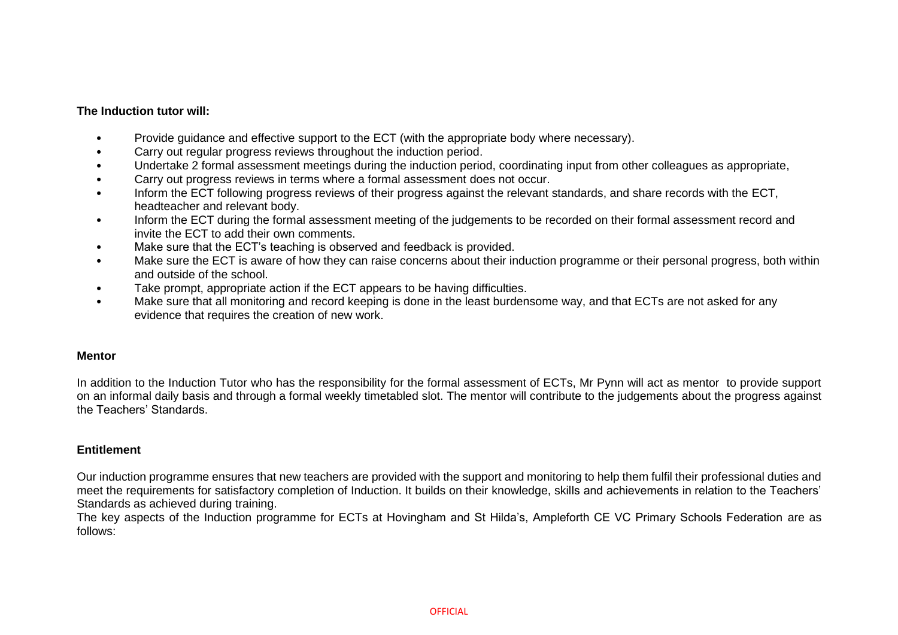**The Induction tutor will:**

- Provide guidance and effective support to the ECT (with the appropriate body where necessary).
- Carry out regular progress reviews throughout the induction period.
- Undertake 2 formal assessment meetings during the induction period, coordinating input from other colleagues as appropriate,
- Carry out progress reviews in terms where a formal assessment does not occur.
- Inform the ECT following progress reviews of their progress against the relevant standards, and share records with the ECT, headteacher and relevant body.
- Inform the ECT during the formal assessment meeting of the judgements to be recorded on their formal assessment record and invite the ECT to add their own comments.
- Make sure that the ECT's teaching is observed and feedback is provided.
- Make sure the ECT is aware of how they can raise concerns about their induction programme or their personal progress, both within and outside of the school.
- Take prompt, appropriate action if the ECT appears to be having difficulties.
- Make sure that all monitoring and record keeping is done in the least burdensome way, and that ECTs are not asked for any evidence that requires the creation of new work.

**Mentor**

In addition to the Induction Tutor who has the responsibility for the formal assessment of ECTs, Mr Pynn will act as mentor to provide support on an informal daily basis and through a formal weekly timetabled slot. The mentor will contribute to the judgements about the progress against the Teachers' Standards.

**Entitlement**

Our induction programme ensures that new teachers are provided with the support and monitoring to help them fulfil their professional duties and meet the requirements for satisfactory completion of Induction. It builds on their knowledge, skills and achievements in relation to the Teachers' Standards as achieved during training.
The key aspects of the Induction programme for ECTs at Hovingham and St Hilda's, Ampleforth CE VC Primary Schools Federation are as follows: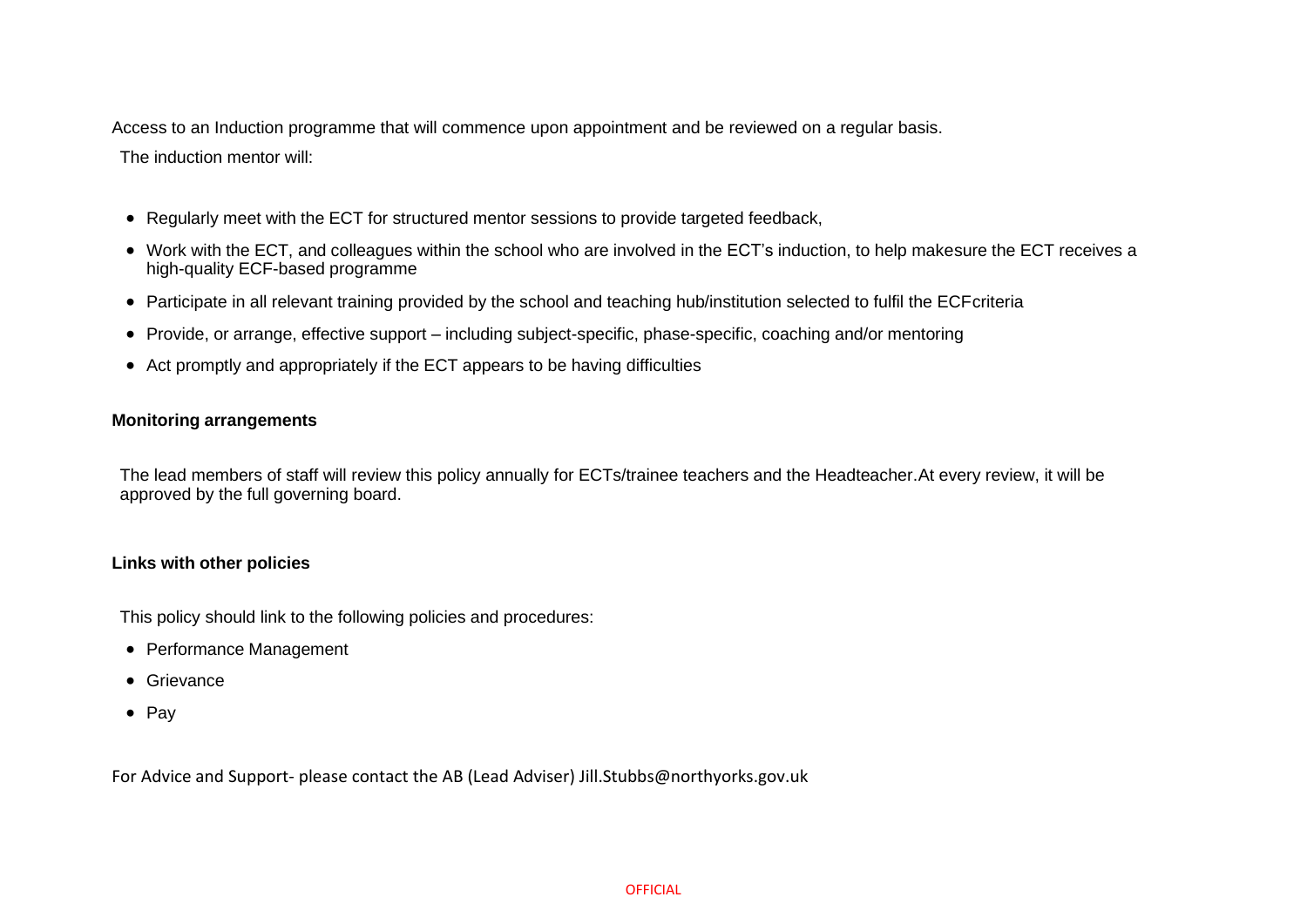Access to an Induction programme that will commence upon appointment and be reviewed on a regular basis.

The induction mentor will:

- Regularly meet with the ECT for structured mentor sessions to provide targeted feedback,
- Work with the ECT, and colleagues within the school who are involved in the ECT's induction, to help makesure the ECT receives a high-quality ECF-based programme
- Participate in all relevant training provided by the school and teaching hub/institution selected to fulfil the ECFcriteria
- Provide, or arrange, effective support – including subject-specific, phase-specific, coaching and/or mentoring
- Act promptly and appropriately if the ECT appears to be having difficulties

**Monitoring arrangements**

The lead members of staff will review this policy annually for ECTs/trainee teachers and the Headteacher.At every review, it will be approved by the full governing board.

**Links with other policies**

This policy should link to the following policies and procedures:

- Performance Management
- Grievance
- Pay

For Advice and Support- please contact the AB (Lead Adviser) Jill.Stubbs@northyorks.gov.uk